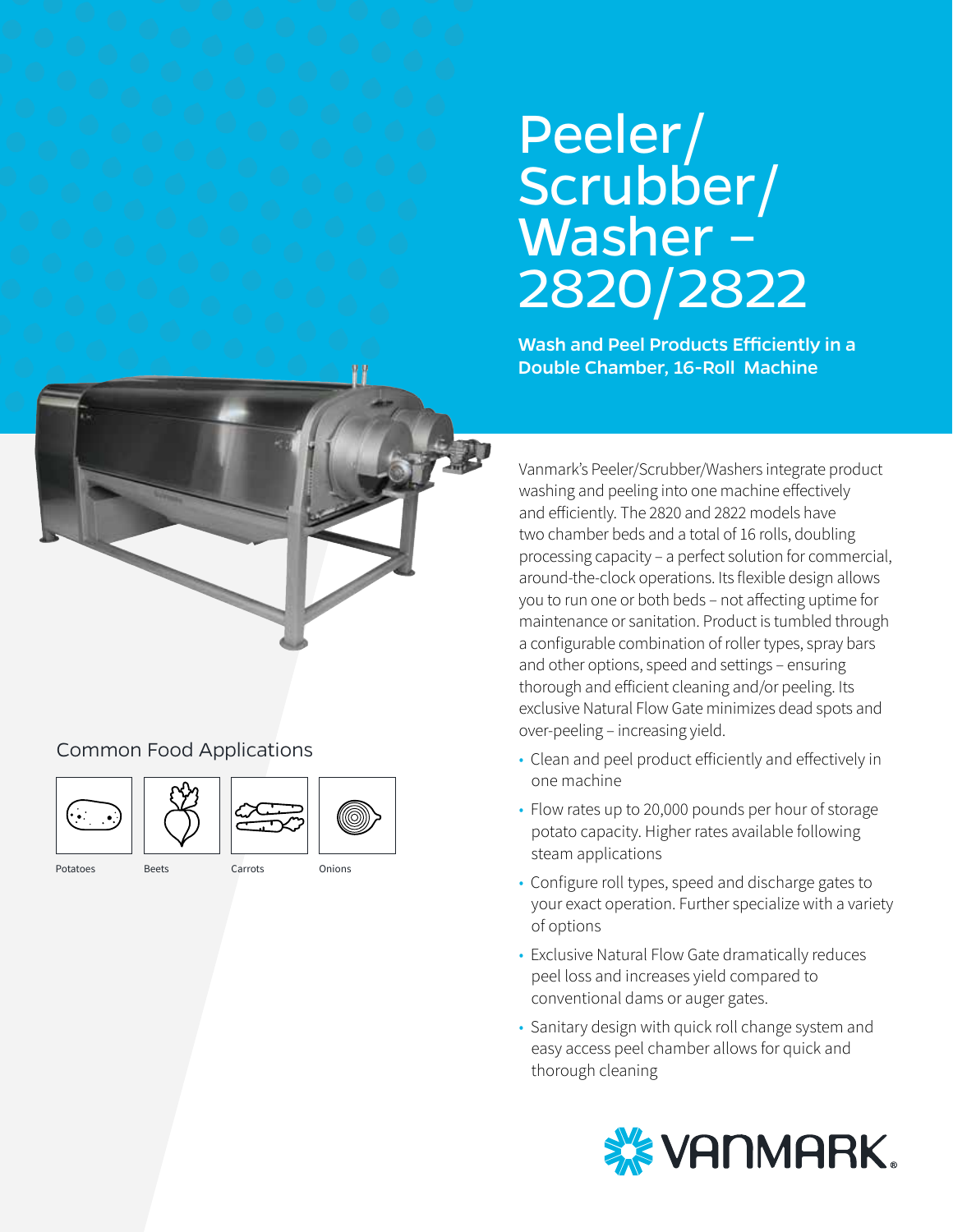# Peeler/ Scrubber/ Washer – 2820/2822

**Wash and Peel Products Efficiently in a Double Chamber, 16-Roll Machine**

Vanmark's Peeler/Scrubber/Washers integrate product washing and peeling into one machine effectively and efficiently. The 2820 and 2822 models have two chamber beds and a total of 16 rolls, doubling processing capacity – a perfect solution for commercial, around-the-clock operations. Its flexible design allows you to run one or both beds – not affecting uptime for maintenance or sanitation. Product is tumbled through a configurable combination of roller types, spray bars and other options, speed and settings – ensuring thorough and efficient cleaning and/or peeling. Its exclusive Natural Flow Gate minimizes dead spots and over-peeling – increasing yield.

- Clean and peel product efficiently and effectively in one machine
- Flow rates up to 20,000 pounds per hour of storage potato capacity. Higher rates available following steam applications
- Configure roll types, speed and discharge gates to your exact operation. Further specialize with a variety of options
- Exclusive Natural Flow Gate dramatically reduces peel loss and increases yield compared to conventional dams or auger gates.
- Sanitary design with quick roll change system and easy access peel chamber allows for quick and thorough cleaning

## Common Food Applications

Potatoes

Beets

Carrots

Onions

VANMARK.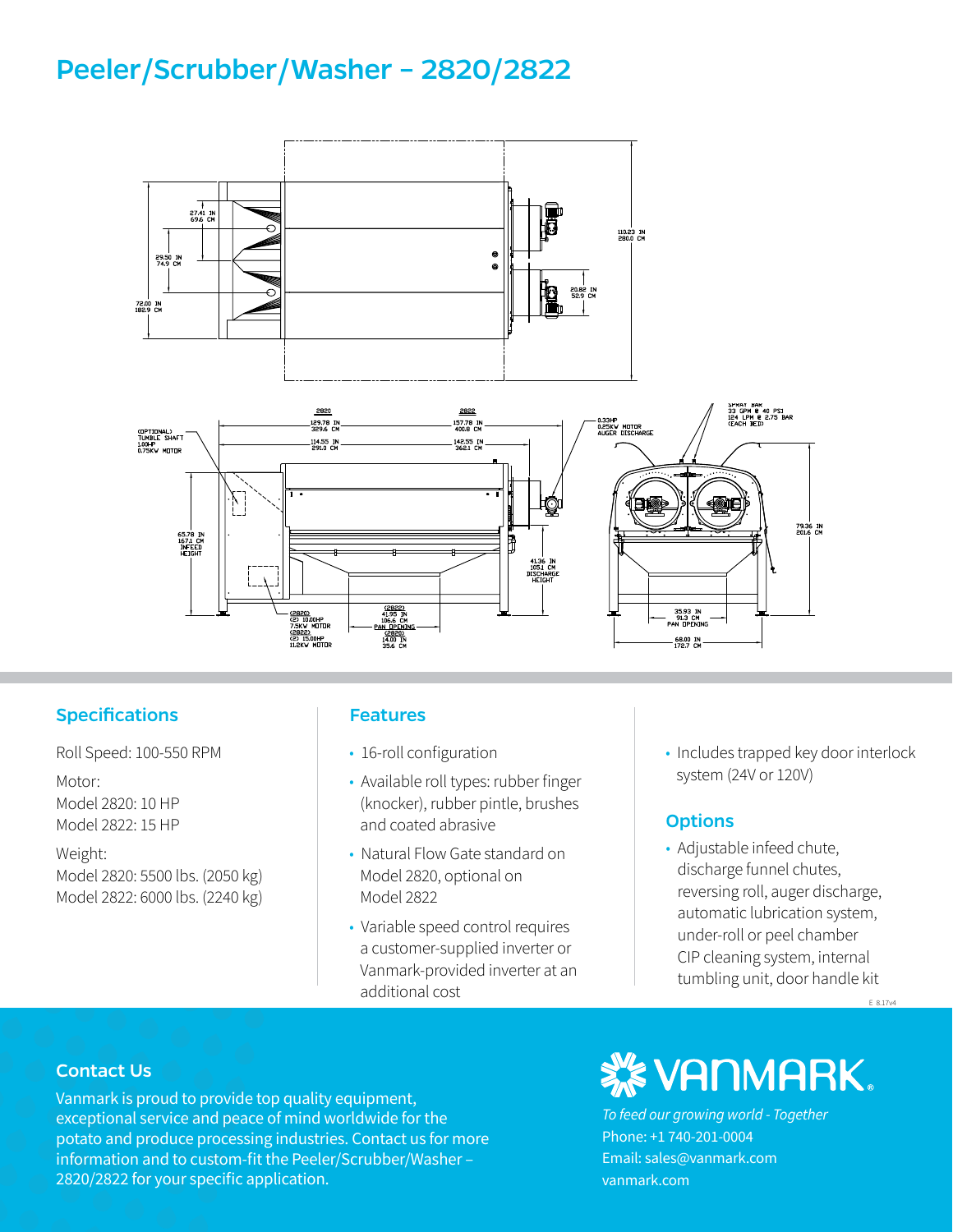# Peeler/Scrubber/Washer – 2820/2822

27.41 IN
69.6 CM

29.50 IN
74.9 CM

72.00 IN
182.9 CM

110.23 IN
280.0 CM

20.82 IN
52.9 CM

(OPTIONAL)
TUMBLE SHAFT
1.00HP
0.75KW MOTOR

2820
129.78 IN
329.6 CM
114.55 IN
291.0 CM

2822
157.78 IN
400.8 CM
142.55 IN
362.1 CM

0.33HP
0.25KW MOTOR
AUGER DISCHARGE

SPRAY BAR
33 GPM @ 40 PSI
124 LPM @ 2.75 BAR
(EACH BED)

65.78 IN
167.1 CM
INFEED
HEIGHT

41.36 IN
105.1 CM
DISCHARGE
HEIGHT

79.36 IN
201.6 CM

(2820)
(2) 10.00HP
7.5KW MOTOR
(2822)
(2) 15.00HP
11.2KW MOTOR

(2822)
41.95 IN
106.6 CM
PAN OPENING
(2820)
14.00 IN
35.6 CM

35.93 IN
91.3 CM
PAN OPENING

68.00 IN
172.7 CM

## Specifications

Roll Speed: 100-550 RPM

Motor:
Model 2820: 10 HP
Model 2822: 15 HP

Weight:
Model 2820: 5500 lbs. (2050 kg)
Model 2822: 6000 lbs. (2240 kg)

## Features

- 16-roll configuration
- Available roll types: rubber finger (knocker), rubber pintle, brushes and coated abrasive
- Natural Flow Gate standard on Model 2820, optional on Model 2822
- Variable speed control requires a customer-supplied inverter or Vanmark-provided inverter at an additional cost
- Includes trapped key door interlock system (24V or 120V)

## Options

- Adjustable infeed chute, discharge funnel chutes, reversing roll, auger discharge, automatic lubrication system, under-roll or peel chamber CIP cleaning system, internal tumbling unit, door handle kit

E. 8.17v4

## Contact Us

Vanmark is proud to provide top quality equipment, exceptional service and peace of mind worldwide for the potato and produce processing industries. Contact us for more information and to custom-fit the Peeler/Scrubber/Washer – 2820/2822 for your specific application.

VANMARK.

*To feed our growing world - Together*
Phone: +1 740-201-0004
Email: sales@vanmark.com
vanmark.com